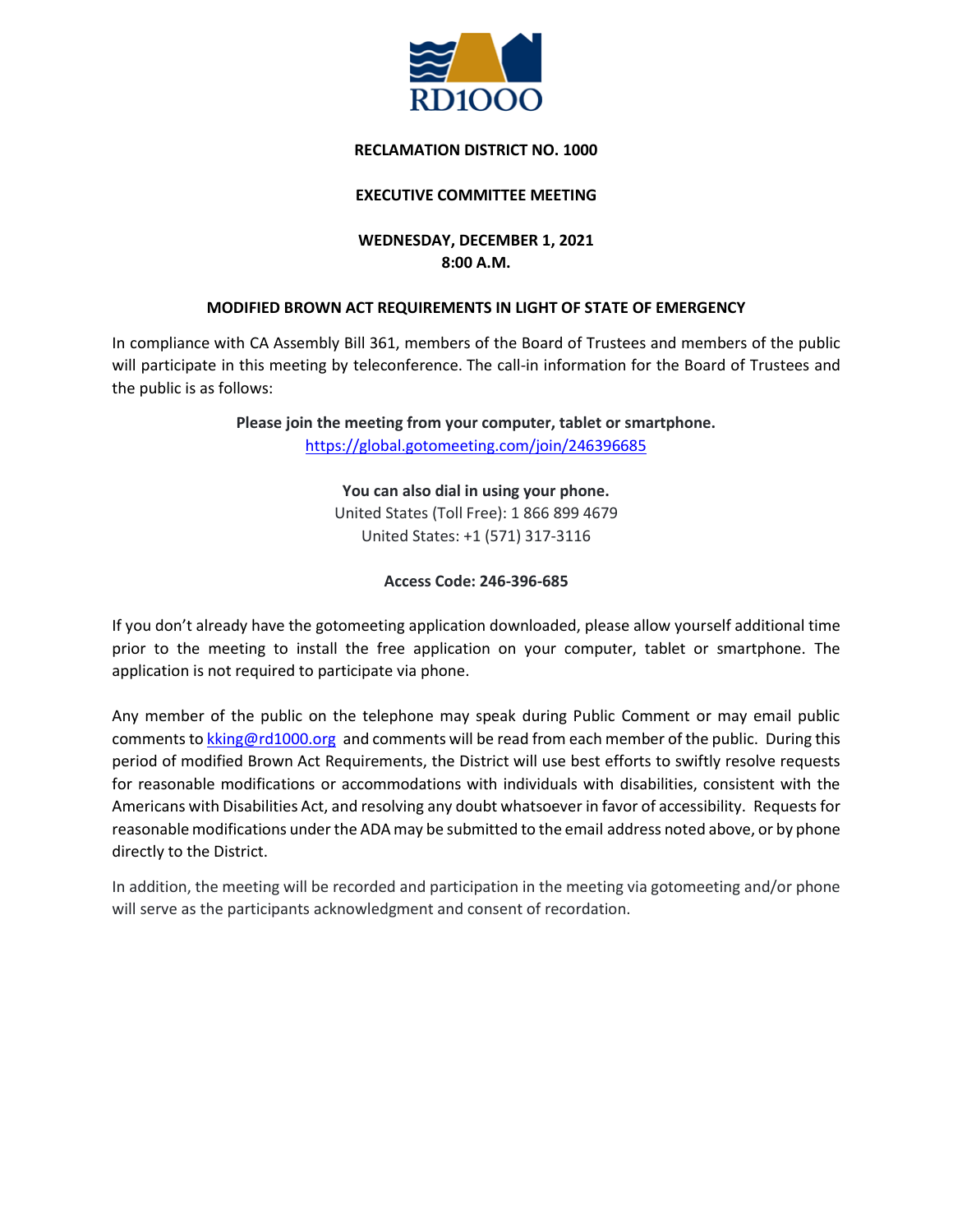RD1000

**RECLAMATION DISTRICT NO. 1000**

**EXECUTIVE COMMITTEE MEETING**

**WEDNESDAY, DECEMBER 1, 2021**
**8:00 A.M.**

**MODIFIED BROWN ACT REQUIREMENTS IN LIGHT OF STATE OF EMERGENCY**

In compliance with CA Assembly Bill 361, members of the Board of Trustees and members of the public will participate in this meeting by teleconference. The call-in information for the Board of Trustees and the public is as follows:

**Please join the meeting from your computer, tablet or smartphone.**
https://global.gotomeeting.com/join/246396685

**You can also dial in using your phone.**
United States (Toll Free): 1 866 899 4679
United States: +1 (571) 317-3116

**Access Code: 246-396-685**

If you don't already have the gotomeeting application downloaded, please allow yourself additional time prior to the meeting to install the free application on your computer, tablet or smartphone. The application is not required to participate via phone.

Any member of the public on the telephone may speak during Public Comment or may email public comments to kking@rd1000.org and comments will be read from each member of the public. During this period of modified Brown Act Requirements, the District will use best efforts to swiftly resolve requests for reasonable modifications or accommodations with individuals with disabilities, consistent with the Americans with Disabilities Act, and resolving any doubt whatsoever in favor of accessibility. Requests for reasonable modifications under the ADA may be submitted to the email address noted above, or by phone directly to the District.

In addition, the meeting will be recorded and participation in the meeting via gotomeeting and/or phone will serve as the participants acknowledgment and consent of recordation.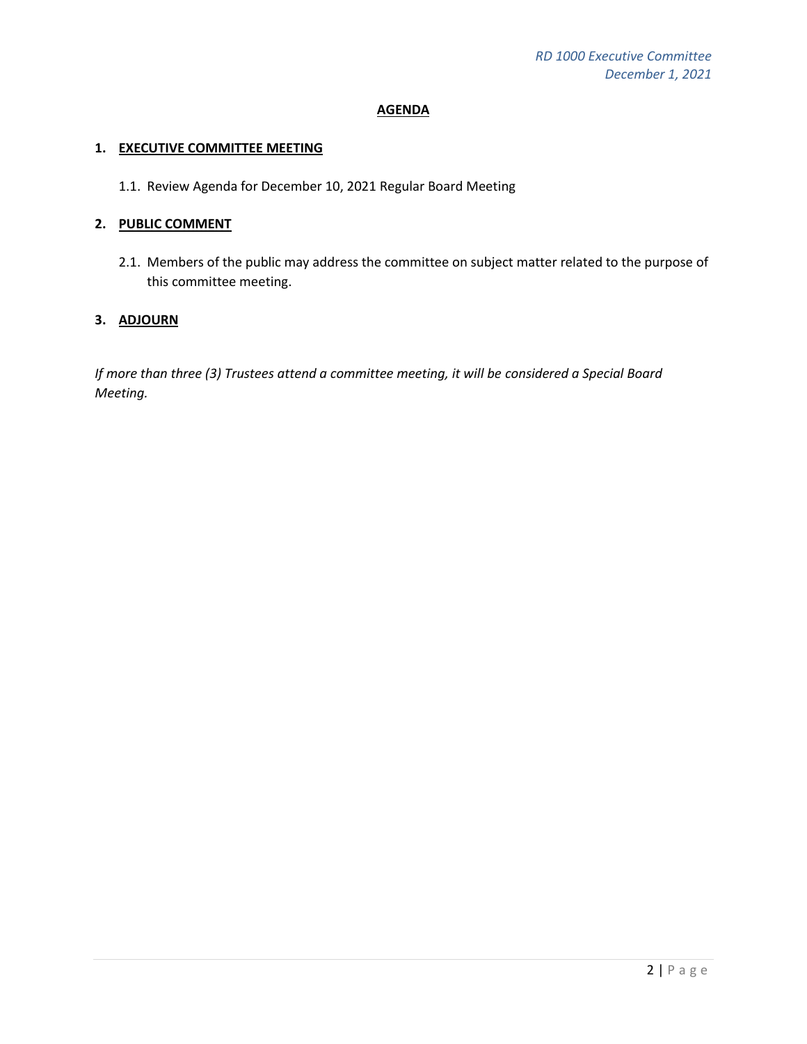*RD 1000 Executive Committee*
*December 1, 2021*

## AGENDA

### 1. EXECUTIVE COMMITTEE MEETING

1.1. Review Agenda for December 10, 2021 Regular Board Meeting

### 2. PUBLIC COMMENT

2.1. Members of the public may address the committee on subject matter related to the purpose of this committee meeting.

### 3. ADJOURN

*If more than three (3) Trustees attend a committee meeting, it will be considered a Special Board Meeting.*